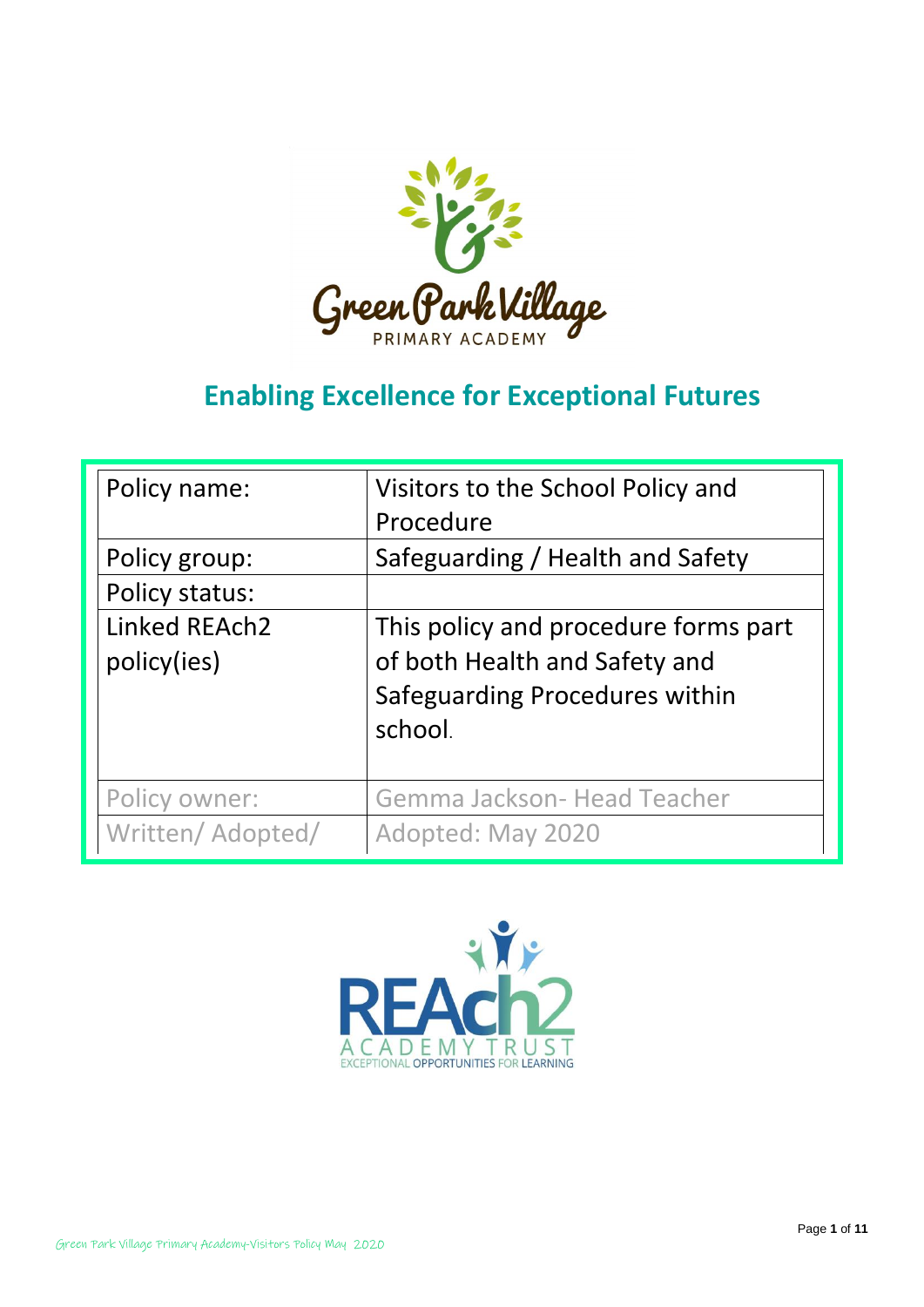Green Park Village

PRIMARY ACADEMY

## Enabling Excellence for Exceptional Futures

| Policy name: | Visitors to the School Policy and Procedure |
|---|---|
| Policy group: | Safeguarding / Health and Safety |
| Policy status: | |
| Linked REAch2 policy(ies) | This policy and procedure forms part of both Health and Safety and Safeguarding Procedures within school. |
| Policy owner: | Gemma Jackson- Head Teacher |
| Written/ Adopted/ | Adopted: May 2020 |

REAch2

ACADEMY TRUST

EXCEPTIONAL OPPORTUNITIES FOR LEARNING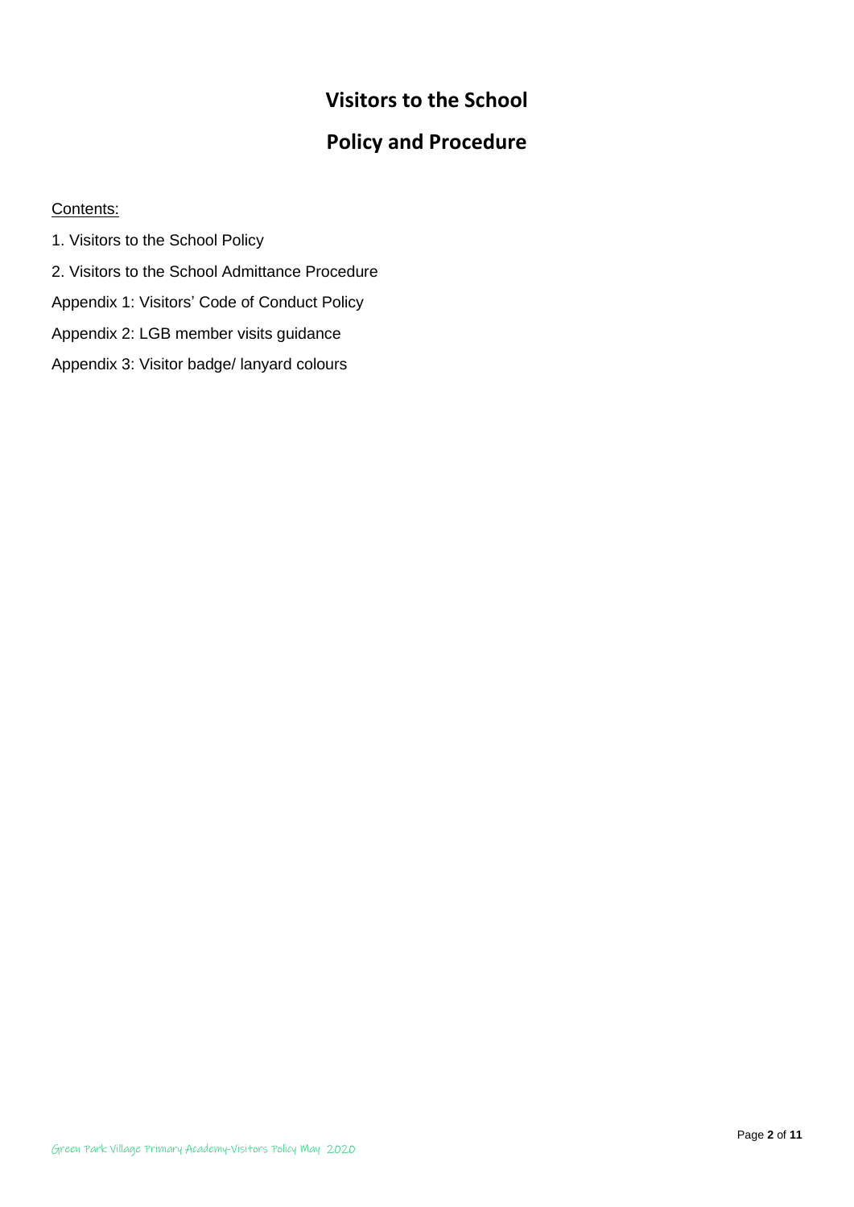# Visitors to the School

# Policy and Procedure

Contents:

1. Visitors to the School Policy
2. Visitors to the School Admittance Procedure

Appendix 1: Visitors' Code of Conduct Policy

Appendix 2: LGB member visits guidance

Appendix 3: Visitor badge/ lanyard colours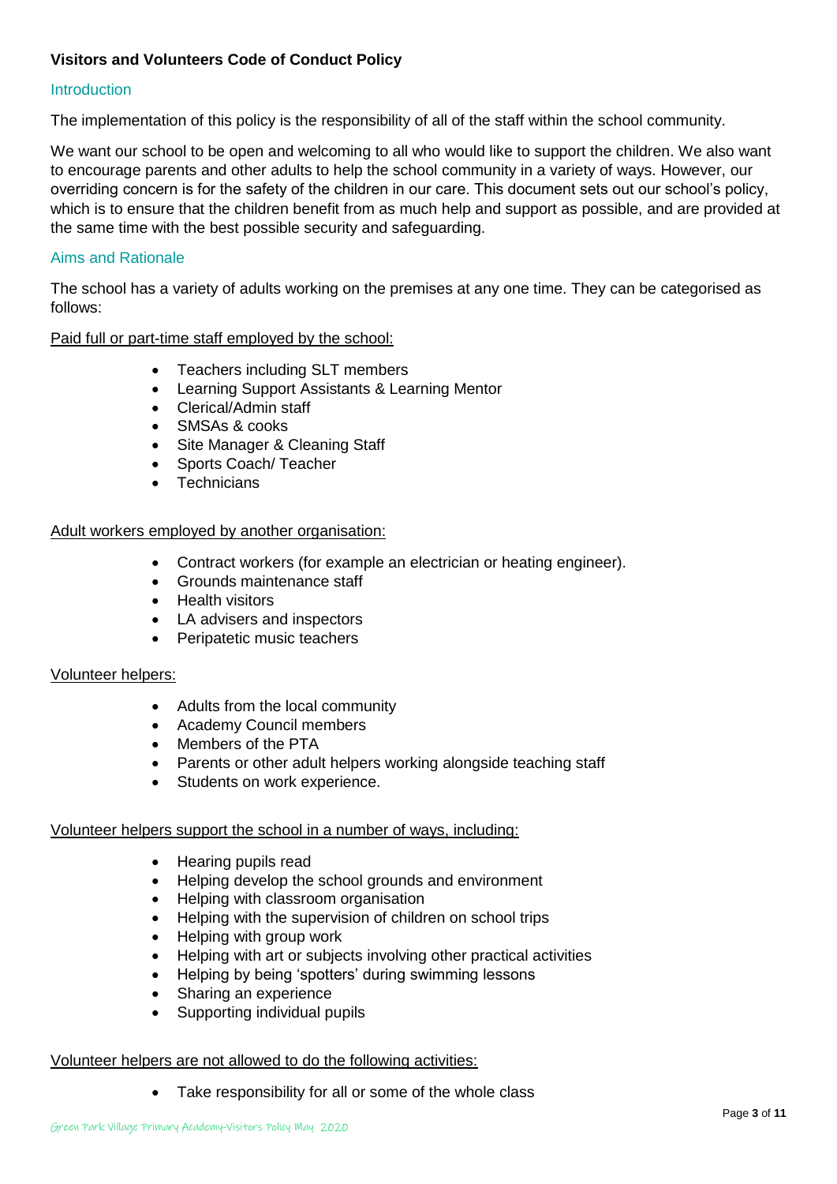**Visitors and Volunteers Code of Conduct Policy**

## Introduction

The implementation of this policy is the responsibility of all of the staff within the school community.

We want our school to be open and welcoming to all who would like to support the children. We also want to encourage parents and other adults to help the school community in a variety of ways. However, our overriding concern is for the safety of the children in our care. This document sets out our school's policy, which is to ensure that the children benefit from as much help and support as possible, and are provided at the same time with the best possible security and safeguarding.

## Aims and Rationale

The school has a variety of adults working on the premises at any one time. They can be categorised as follows:

Paid full or part-time staff employed by the school:

- Teachers including SLT members
- Learning Support Assistants & Learning Mentor
- Clerical/Admin staff
- SMSAs & cooks
- Site Manager & Cleaning Staff
- Sports Coach/ Teacher
- Technicians

Adult workers employed by another organisation:

- Contract workers (for example an electrician or heating engineer).
- Grounds maintenance staff
- Health visitors
- LA advisers and inspectors
- Peripatetic music teachers

Volunteer helpers:

- Adults from the local community
- Academy Council members
- Members of the PTA
- Parents or other adult helpers working alongside teaching staff
- Students on work experience.

Volunteer helpers support the school in a number of ways, including:

- Hearing pupils read
- Helping develop the school grounds and environment
- Helping with classroom organisation
- Helping with the supervision of children on school trips
- Helping with group work
- Helping with art or subjects involving other practical activities
- Helping by being 'spotters' during swimming lessons
- Sharing an experience
- Supporting individual pupils

Volunteer helpers are not allowed to do the following activities:

- Take responsibility for all or some of the whole class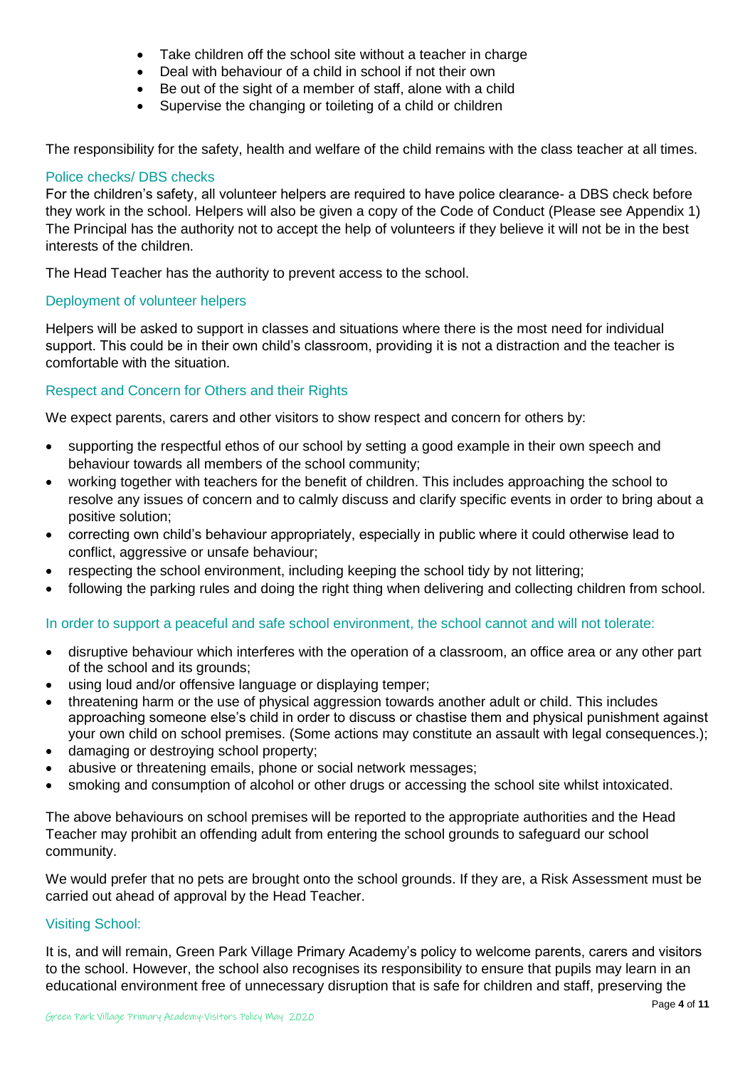- Take children off the school site without a teacher in charge
- Deal with behaviour of a child in school if not their own
- Be out of the sight of a member of staff, alone with a child
- Supervise the changing or toileting of a child or children

The responsibility for the safety, health and welfare of the child remains with the class teacher at all times.

### Police checks/ DBS checks

For the children's safety, all volunteer helpers are required to have police clearance- a DBS check before they work in the school. Helpers will also be given a copy of the Code of Conduct (Please see Appendix 1) The Principal has the authority not to accept the help of volunteers if they believe it will not be in the best interests of the children.

The Head Teacher has the authority to prevent access to the school.

### Deployment of volunteer helpers

Helpers will be asked to support in classes and situations where there is the most need for individual support. This could be in their own child's classroom, providing it is not a distraction and the teacher is comfortable with the situation.

### Respect and Concern for Others and their Rights

We expect parents, carers and other visitors to show respect and concern for others by:

- supporting the respectful ethos of our school by setting a good example in their own speech and behaviour towards all members of the school community;
- working together with teachers for the benefit of children. This includes approaching the school to resolve any issues of concern and to calmly discuss and clarify specific events in order to bring about a positive solution;
- correcting own child's behaviour appropriately, especially in public where it could otherwise lead to conflict, aggressive or unsafe behaviour;
- respecting the school environment, including keeping the school tidy by not littering;
- following the parking rules and doing the right thing when delivering and collecting children from school.

### In order to support a peaceful and safe school environment, the school cannot and will not tolerate:

- disruptive behaviour which interferes with the operation of a classroom, an office area or any other part of the school and its grounds;
- using loud and/or offensive language or displaying temper;
- threatening harm or the use of physical aggression towards another adult or child. This includes approaching someone else's child in order to discuss or chastise them and physical punishment against your own child on school premises. (Some actions may constitute an assault with legal consequences.);
- damaging or destroying school property;
- abusive or threatening emails, phone or social network messages;
- smoking and consumption of alcohol or other drugs or accessing the school site whilst intoxicated.

The above behaviours on school premises will be reported to the appropriate authorities and the Head Teacher may prohibit an offending adult from entering the school grounds to safeguard our school community.

We would prefer that no pets are brought onto the school grounds. If they are, a Risk Assessment must be carried out ahead of approval by the Head Teacher.

### Visiting School:

It is, and will remain, Green Park Village Primary Academy's policy to welcome parents, carers and visitors to the school. However, the school also recognises its responsibility to ensure that pupils may learn in an educational environment free of unnecessary disruption that is safe for children and staff, preserving the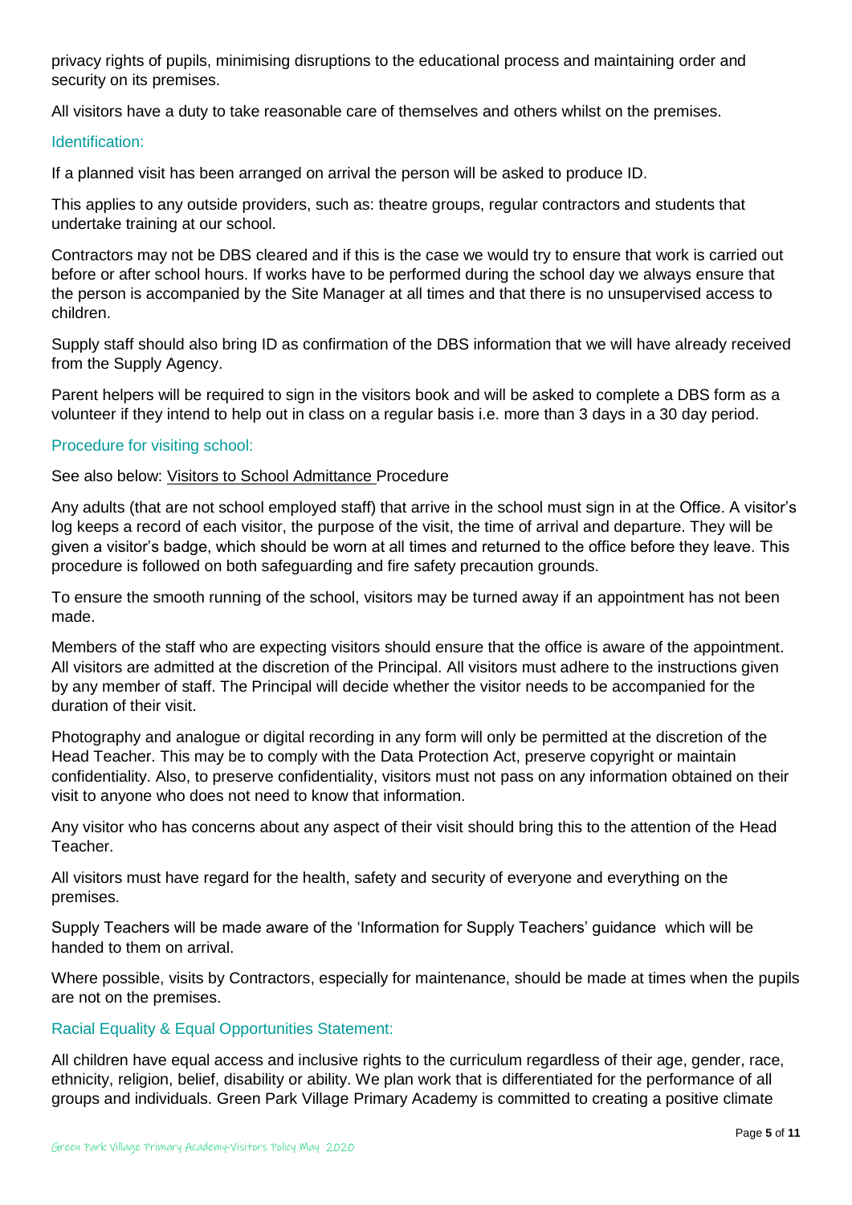privacy rights of pupils, minimising disruptions to the educational process and maintaining order and security on its premises.

All visitors have a duty to take reasonable care of themselves and others whilst on the premises.

### Identification:

If a planned visit has been arranged on arrival the person will be asked to produce ID.

This applies to any outside providers, such as: theatre groups, regular contractors and students that undertake training at our school.

Contractors may not be DBS cleared and if this is the case we would try to ensure that work is carried out before or after school hours. If works have to be performed during the school day we always ensure that the person is accompanied by the Site Manager at all times and that there is no unsupervised access to children.

Supply staff should also bring ID as confirmation of the DBS information that we will have already received from the Supply Agency.

Parent helpers will be required to sign in the visitors book and will be asked to complete a DBS form as a volunteer if they intend to help out in class on a regular basis i.e. more than 3 days in a 30 day period.

### Procedure for visiting school:

See also below: Visitors to School Admittance Procedure

Any adults (that are not school employed staff) that arrive in the school must sign in at the Office. A visitor's log keeps a record of each visitor, the purpose of the visit, the time of arrival and departure. They will be given a visitor's badge, which should be worn at all times and returned to the office before they leave. This procedure is followed on both safeguarding and fire safety precaution grounds.

To ensure the smooth running of the school, visitors may be turned away if an appointment has not been made.

Members of the staff who are expecting visitors should ensure that the office is aware of the appointment. All visitors are admitted at the discretion of the Principal. All visitors must adhere to the instructions given by any member of staff. The Principal will decide whether the visitor needs to be accompanied for the duration of their visit.

Photography and analogue or digital recording in any form will only be permitted at the discretion of the Head Teacher. This may be to comply with the Data Protection Act, preserve copyright or maintain confidentiality. Also, to preserve confidentiality, visitors must not pass on any information obtained on their visit to anyone who does not need to know that information.

Any visitor who has concerns about any aspect of their visit should bring this to the attention of the Head Teacher.

All visitors must have regard for the health, safety and security of everyone and everything on the premises.

Supply Teachers will be made aware of the 'Information for Supply Teachers' guidance which will be handed to them on arrival.

Where possible, visits by Contractors, especially for maintenance, should be made at times when the pupils are not on the premises.

### Racial Equality & Equal Opportunities Statement:

All children have equal access and inclusive rights to the curriculum regardless of their age, gender, race, ethnicity, religion, belief, disability or ability. We plan work that is differentiated for the performance of all groups and individuals. Green Park Village Primary Academy is committed to creating a positive climate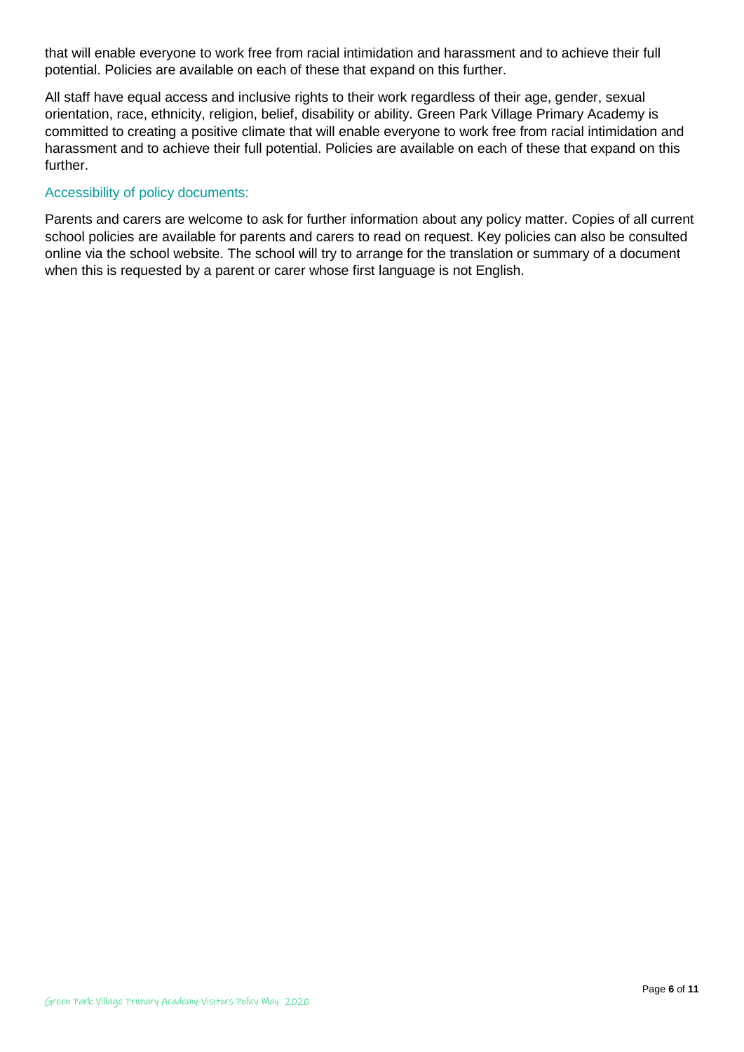that will enable everyone to work free from racial intimidation and harassment and to achieve their full potential. Policies are available on each of these that expand on this further.

All staff have equal access and inclusive rights to their work regardless of their age, gender, sexual orientation, race, ethnicity, religion, belief, disability or ability. Green Park Village Primary Academy is committed to creating a positive climate that will enable everyone to work free from racial intimidation and harassment and to achieve their full potential. Policies are available on each of these that expand on this further.

### Accessibility of policy documents:

Parents and carers are welcome to ask for further information about any policy matter. Copies of all current school policies are available for parents and carers to read on request. Key policies can also be consulted online via the school website. The school will try to arrange for the translation or summary of a document when this is requested by a parent or carer whose first language is not English.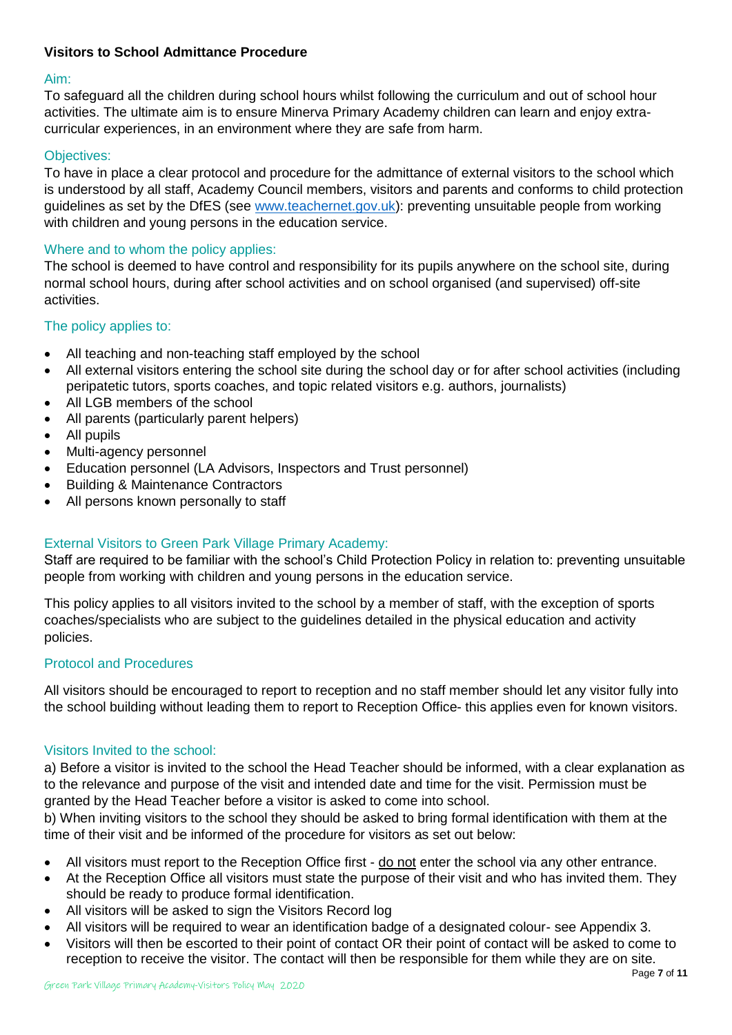**Visitors to School Admittance Procedure**

### Aim:

To safeguard all the children during school hours whilst following the curriculum and out of school hour activities. The ultimate aim is to ensure Minerva Primary Academy children can learn and enjoy extra-curricular experiences, in an environment where they are safe from harm.

### Objectives:

To have in place a clear protocol and procedure for the admittance of external visitors to the school which is understood by all staff, Academy Council members, visitors and parents and conforms to child protection guidelines as set by the DfES (see www.teachernet.gov.uk): preventing unsuitable people from working with children and young persons in the education service.

### Where and to whom the policy applies:

The school is deemed to have control and responsibility for its pupils anywhere on the school site, during normal school hours, during after school activities and on school organised (and supervised) off-site activities.

### The policy applies to:

- All teaching and non-teaching staff employed by the school
- All external visitors entering the school site during the school day or for after school activities (including peripatetic tutors, sports coaches, and topic related visitors e.g. authors, journalists)
- All LGB members of the school
- All parents (particularly parent helpers)
- All pupils
- Multi-agency personnel
- Education personnel (LA Advisors, Inspectors and Trust personnel)
- Building & Maintenance Contractors
- All persons known personally to staff

### External Visitors to Green Park Village Primary Academy:

Staff are required to be familiar with the school's Child Protection Policy in relation to: preventing unsuitable people from working with children and young persons in the education service.

This policy applies to all visitors invited to the school by a member of staff, with the exception of sports coaches/specialists who are subject to the guidelines detailed in the physical education and activity policies.

### Protocol and Procedures

All visitors should be encouraged to report to reception and no staff member should let any visitor fully into the school building without leading them to report to Reception Office- this applies even for known visitors.

### Visitors Invited to the school:

a) Before a visitor is invited to the school the Head Teacher should be informed, with a clear explanation as to the relevance and purpose of the visit and intended date and time for the visit. Permission must be granted by the Head Teacher before a visitor is asked to come into school.

b) When inviting visitors to the school they should be asked to bring formal identification with them at the time of their visit and be informed of the procedure for visitors as set out below:

- All visitors must report to the Reception Office first - do not enter the school via any other entrance.
- At the Reception Office all visitors must state the purpose of their visit and who has invited them. They should be ready to produce formal identification.
- All visitors will be asked to sign the Visitors Record log
- All visitors will be required to wear an identification badge of a designated colour- see Appendix 3.
- Visitors will then be escorted to their point of contact OR their point of contact will be asked to come to reception to receive the visitor. The contact will then be responsible for them while they are on site.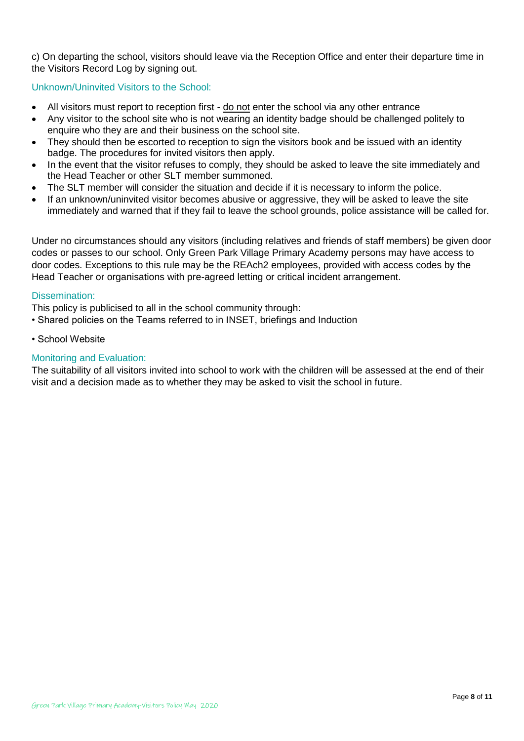c) On departing the school, visitors should leave via the Reception Office and enter their departure time in the Visitors Record Log by signing out.

### Unknown/Uninvited Visitors to the School:

- All visitors must report to reception first - <u>do not</u> enter the school via any other entrance
- Any visitor to the school site who is not wearing an identity badge should be challenged politely to enquire who they are and their business on the school site.
- They should then be escorted to reception to sign the visitors book and be issued with an identity badge. The procedures for invited visitors then apply.
- In the event that the visitor refuses to comply, they should be asked to leave the site immediately and the Head Teacher or other SLT member summoned.
- The SLT member will consider the situation and decide if it is necessary to inform the police.
- If an unknown/uninvited visitor becomes abusive or aggressive, they will be asked to leave the site immediately and warned that if they fail to leave the school grounds, police assistance will be called for.

Under no circumstances should any visitors (including relatives and friends of staff members) be given door codes or passes to our school. Only Green Park Village Primary Academy persons may have access to door codes. Exceptions to this rule may be the REAch2 employees, provided with access codes by the Head Teacher or organisations with pre-agreed letting or critical incident arrangement.

### Dissemination:

This policy is publicised to all in the school community through:

- Shared policies on the Teams referred to in INSET, briefings and Induction
- School Website

### Monitoring and Evaluation:

The suitability of all visitors invited into school to work with the children will be assessed at the end of their visit and a decision made as to whether they may be asked to visit the school in future.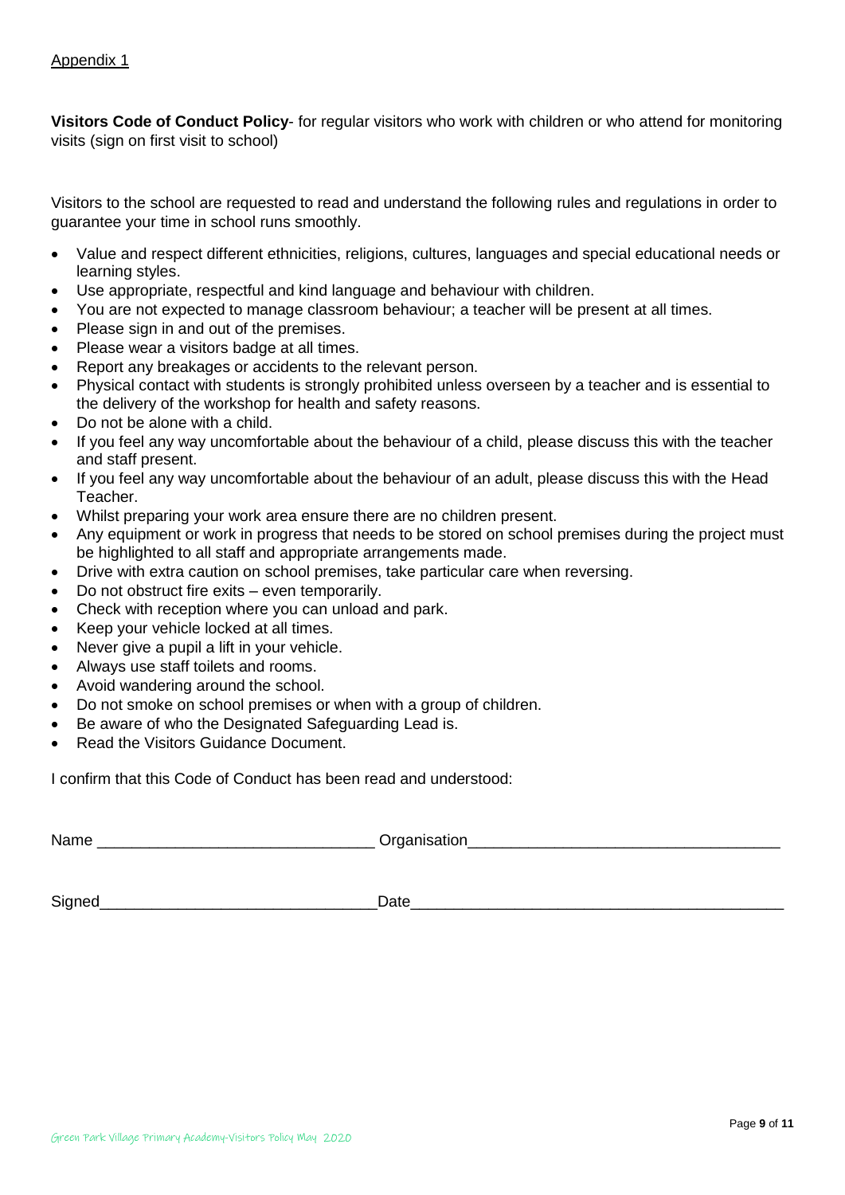Appendix 1

**Visitors Code of Conduct Policy**- for regular visitors who work with children or who attend for monitoring visits (sign on first visit to school)

Visitors to the school are requested to read and understand the following rules and regulations in order to guarantee your time in school runs smoothly.

- Value and respect different ethnicities, religions, cultures, languages and special educational needs or learning styles.
- Use appropriate, respectful and kind language and behaviour with children.
- You are not expected to manage classroom behaviour; a teacher will be present at all times.
- Please sign in and out of the premises.
- Please wear a visitors badge at all times.
- Report any breakages or accidents to the relevant person.
- Physical contact with students is strongly prohibited unless overseen by a teacher and is essential to the delivery of the workshop for health and safety reasons.
- Do not be alone with a child.
- If you feel any way uncomfortable about the behaviour of a child, please discuss this with the teacher and staff present.
- If you feel any way uncomfortable about the behaviour of an adult, please discuss this with the Head Teacher.
- Whilst preparing your work area ensure there are no children present.
- Any equipment or work in progress that needs to be stored on school premises during the project must be highlighted to all staff and appropriate arrangements made.
- Drive with extra caution on school premises, take particular care when reversing.
- Do not obstruct fire exits – even temporarily.
- Check with reception where you can unload and park.
- Keep your vehicle locked at all times.
- Never give a pupil a lift in your vehicle.
- Always use staff toilets and rooms.
- Avoid wandering around the school.
- Do not smoke on school premises or when with a group of children.
- Be aware of who the Designated Safeguarding Lead is.
- Read the Visitors Guidance Document.

I confirm that this Code of Conduct has been read and understood:

Name _______________________________ Organisation___________________________________

Signed_______________________________Date__________________________________________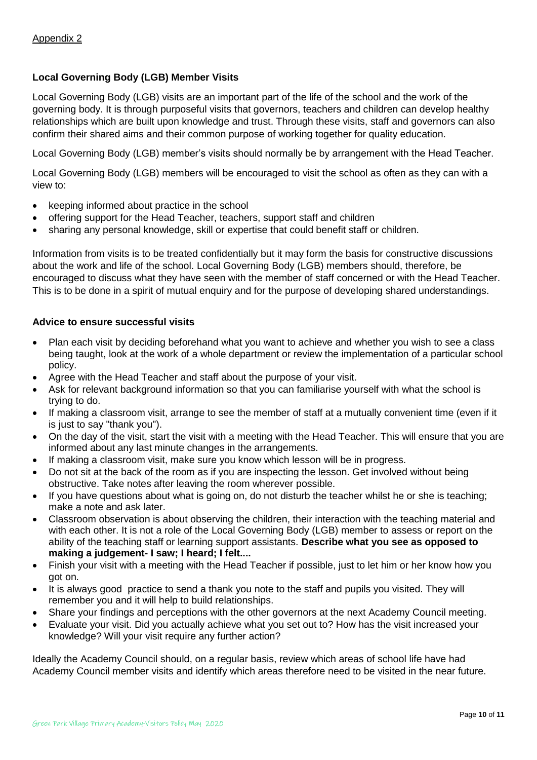Appendix 2

**Local Governing Body (LGB) Member Visits**

Local Governing Body (LGB) visits are an important part of the life of the school and the work of the governing body. It is through purposeful visits that governors, teachers and children can develop healthy relationships which are built upon knowledge and trust. Through these visits, staff and governors can also confirm their shared aims and their common purpose of working together for quality education.

Local Governing Body (LGB) member's visits should normally be by arrangement with the Head Teacher.

Local Governing Body (LGB) members will be encouraged to visit the school as often as they can with a view to:

- keeping informed about practice in the school
- offering support for the Head Teacher, teachers, support staff and children
- sharing any personal knowledge, skill or expertise that could benefit staff or children.

Information from visits is to be treated confidentially but it may form the basis for constructive discussions about the work and life of the school. Local Governing Body (LGB) members should, therefore, be encouraged to discuss what they have seen with the member of staff concerned or with the Head Teacher. This is to be done in a spirit of mutual enquiry and for the purpose of developing shared understandings.

**Advice to ensure successful visits**

- Plan each visit by deciding beforehand what you want to achieve and whether you wish to see a class being taught, look at the work of a whole department or review the implementation of a particular school policy.
- Agree with the Head Teacher and staff about the purpose of your visit.
- Ask for relevant background information so that you can familiarise yourself with what the school is trying to do.
- If making a classroom visit, arrange to see the member of staff at a mutually convenient time (even if it is just to say "thank you").
- On the day of the visit, start the visit with a meeting with the Head Teacher. This will ensure that you are informed about any last minute changes in the arrangements.
- If making a classroom visit, make sure you know which lesson will be in progress.
- Do not sit at the back of the room as if you are inspecting the lesson. Get involved without being obstructive. Take notes after leaving the room wherever possible.
- If you have questions about what is going on, do not disturb the teacher whilst he or she is teaching; make a note and ask later.
- Classroom observation is about observing the children, their interaction with the teaching material and with each other. It is not a role of the Local Governing Body (LGB) member to assess or report on the ability of the teaching staff or learning support assistants. **Describe what you see as opposed to making a judgement- I saw; I heard; I felt....**
- Finish your visit with a meeting with the Head Teacher if possible, just to let him or her know how you got on.
- It is always good practice to send a thank you note to the staff and pupils you visited. They will remember you and it will help to build relationships.
- Share your findings and perceptions with the other governors at the next Academy Council meeting.
- Evaluate your visit. Did you actually achieve what you set out to? How has the visit increased your knowledge? Will your visit require any further action?

Ideally the Academy Council should, on a regular basis, review which areas of school life have had Academy Council member visits and identify which areas therefore need to be visited in the near future.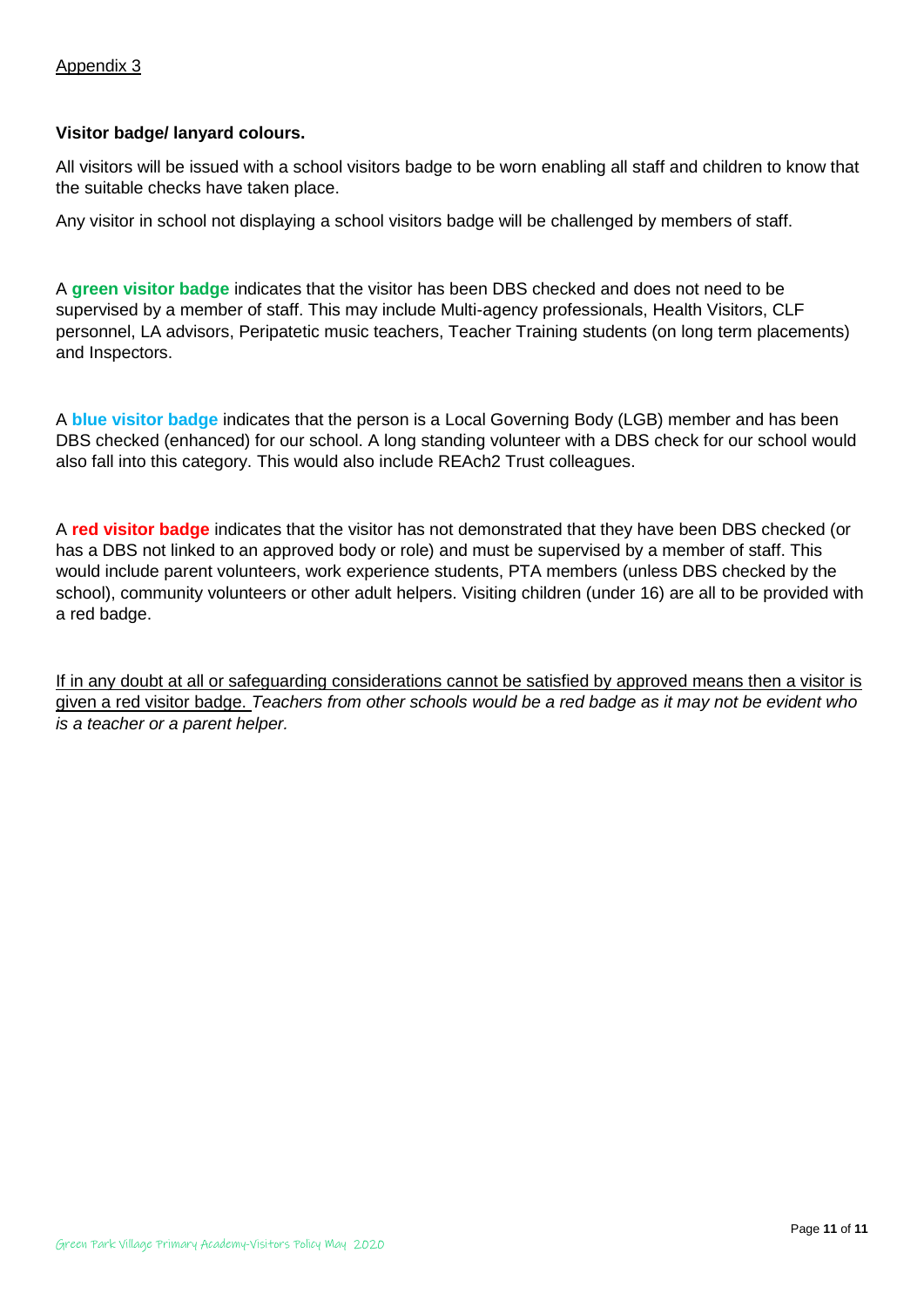Appendix 3

**Visitor badge/ lanyard colours.**

All visitors will be issued with a school visitors badge to be worn enabling all staff and children to know that the suitable checks have taken place.

Any visitor in school not displaying a school visitors badge will be challenged by members of staff.

A **green visitor badge** indicates that the visitor has been DBS checked and does not need to be supervised by a member of staff. This may include Multi-agency professionals, Health Visitors, CLF personnel, LA advisors, Peripatetic music teachers, Teacher Training students (on long term placements) and Inspectors.

A **blue visitor badge** indicates that the person is a Local Governing Body (LGB) member and has been DBS checked (enhanced) for our school. A long standing volunteer with a DBS check for our school would also fall into this category. This would also include REAch2 Trust colleagues.

A **red visitor badge** indicates that the visitor has not demonstrated that they have been DBS checked (or has a DBS not linked to an approved body or role) and must be supervised by a member of staff. This would include parent volunteers, work experience students, PTA members (unless DBS checked by the school), community volunteers or other adult helpers. Visiting children (under 16) are all to be provided with a red badge.

If in any doubt at all or safeguarding considerations cannot be satisfied by approved means then a visitor is given a red visitor badge. *Teachers from other schools would be a red badge as it may not be evident who is a teacher or a parent helper.*